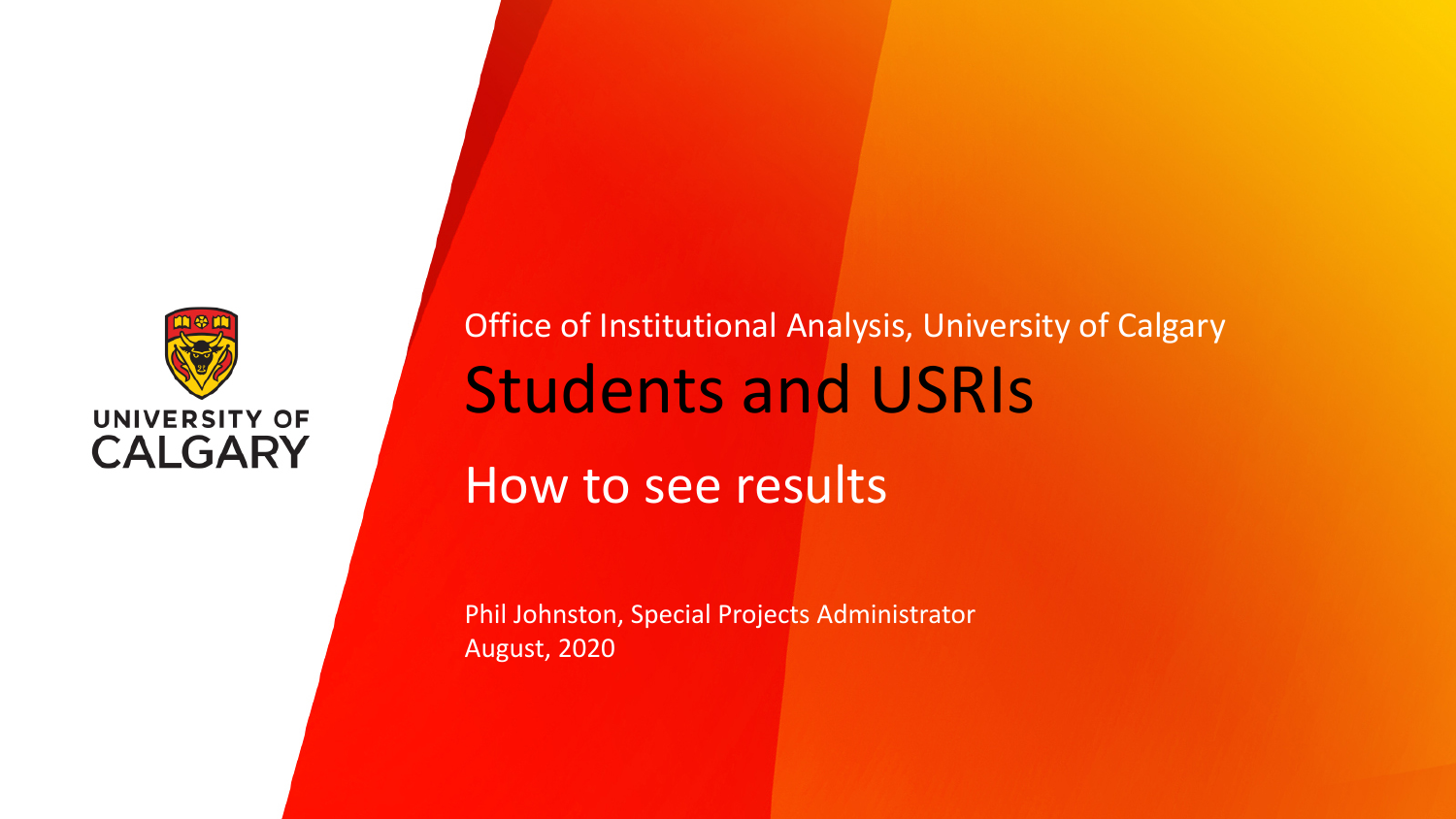UNIVERSITY OF CALGARY

Office of Institutional Analysis, University of Calgary

# Students and USRIs

## How to see results

Phil Johnston, Special Projects Administrator
August, 2020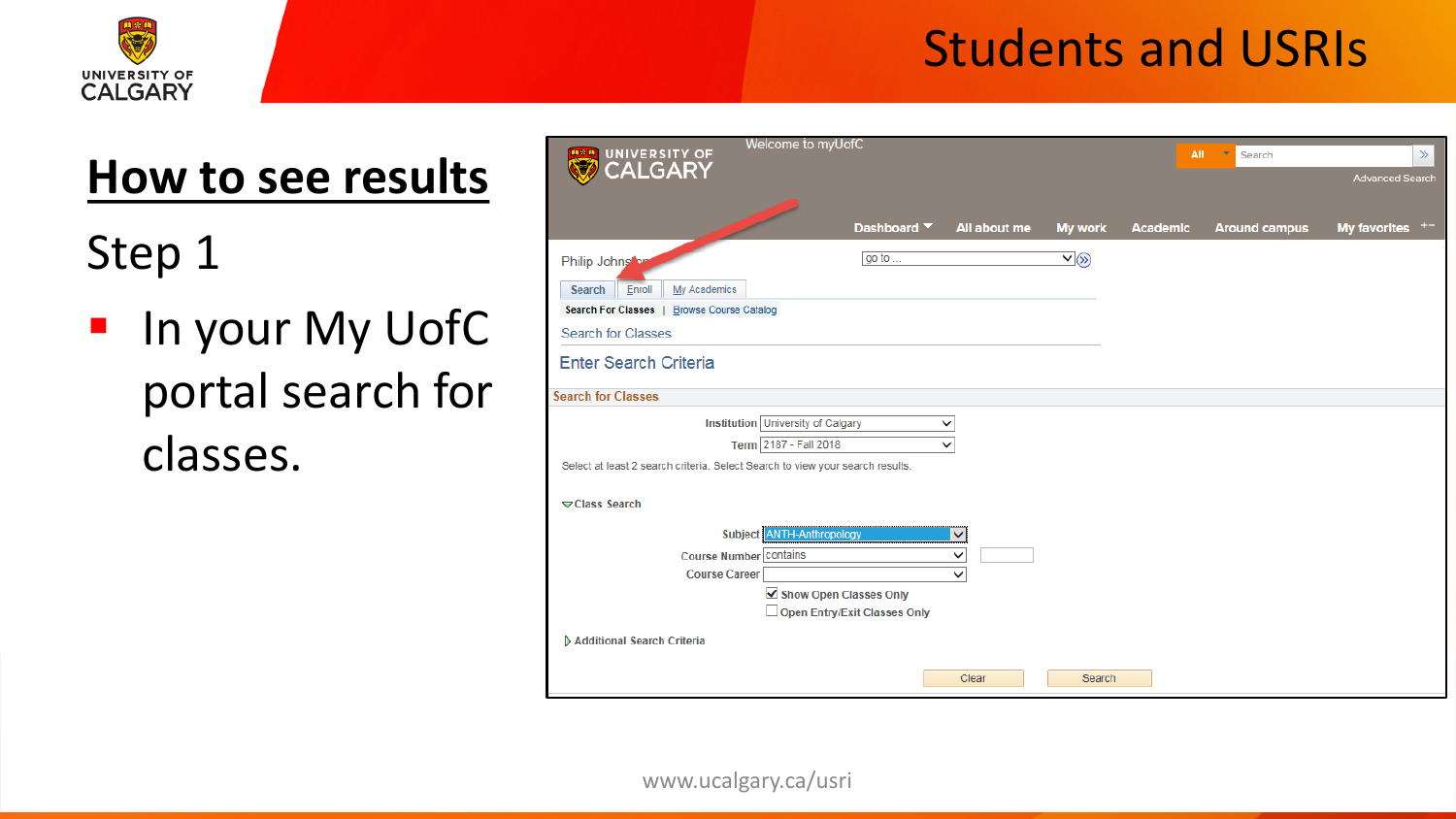# Students and USRIs

## How to see results

Step 1

- In your My UofC portal search for classes.

www.ucalgary.ca/usri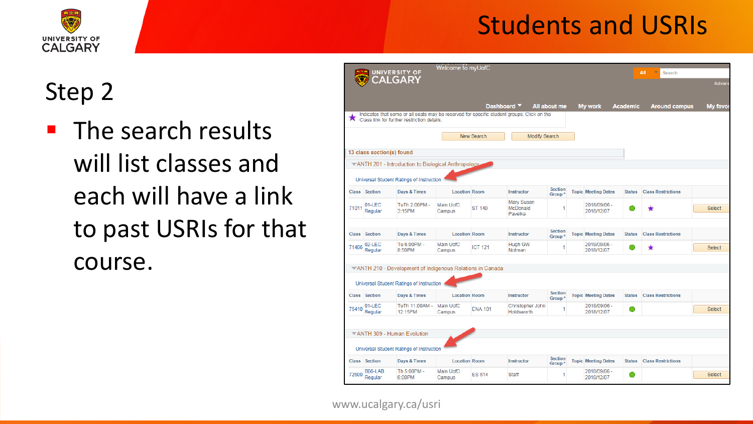# Students and USRIs

## Step 2

- The search results will list classes and each will have a link to past USRIs for that course.

Welcome to myUofC

Dashboard | All about me | My work | Academic | Around campus | My favo

★ Indicates that some or all seats may be reserved for specific student groups. Click on the Class link for further restriction details.

New Search | Modify Search

13 class section(s) found

**ANTH 201 - Introduction to Biological Anthropology**

Universal Student Ratings of Instruction

| Class | Section | Days & Times | Location | Room | Instructor | Section Group * | Topic | Meeting Dates | Status | Class Restrictions | |
|---|---|---|---|---|---|---|---|---|---|---|---|
| 71011 | 01-LEC Regular | TuTh 2:00PM - 3:15PM | Main UofC Campus | ST 140 | Mary Susan McDonald Pavelka | 1 | | 2018/09/06 - 2018/12/07 | ● | ★ | Select |

| Class | Section | Days & Times | Location | Room | Instructor | Section Group * | Topic | Meeting Dates | Status | Class Restrictions | |
|---|---|---|---|---|---|---|---|---|---|---|---|
| 71406 | 02-LEC Regular | Tu 6:00PM - 8:50PM | Main UofC Campus | ICT 121 | Hugh GW Notman | 1 | | 2018/09/06 - 2018/12/07 | ● | ★ | Select |

**ANTH 210 - Development of Indigenous Relations in Canada**

Universal Student Ratings of Instruction

| Class | Section | Days & Times | Location | Room | Instructor | Section Group * | Topic | Meeting Dates | Status | Class Restrictions | |
|---|---|---|---|---|---|---|---|---|---|---|---|
| 75410 | 01-LEC Regular | TuTh 11:00AM - 12:15PM | Main UofC Campus | ENA 101 | Christopher John Holdsworth | 1 | | 2018/09/06 - 2018/12/07 | ● | | Select |

**ANTH 309 - Human Evolution**

Universal Student Ratings of Instruction

| Class | Section | Days & Times | Location | Room | Instructor | Section Group * | Topic | Meeting Dates | Status | Class Restrictions | |
|---|---|---|---|---|---|---|---|---|---|---|---|
| 72600 | B06-LAB Regular | Th 5:00PM - 6:00PM | Main UofC Campus | ES 614 | Staff | 1 | | 2018/09/06 - 2018/12/07 | ● | | Select |

www.ucalgary.ca/usri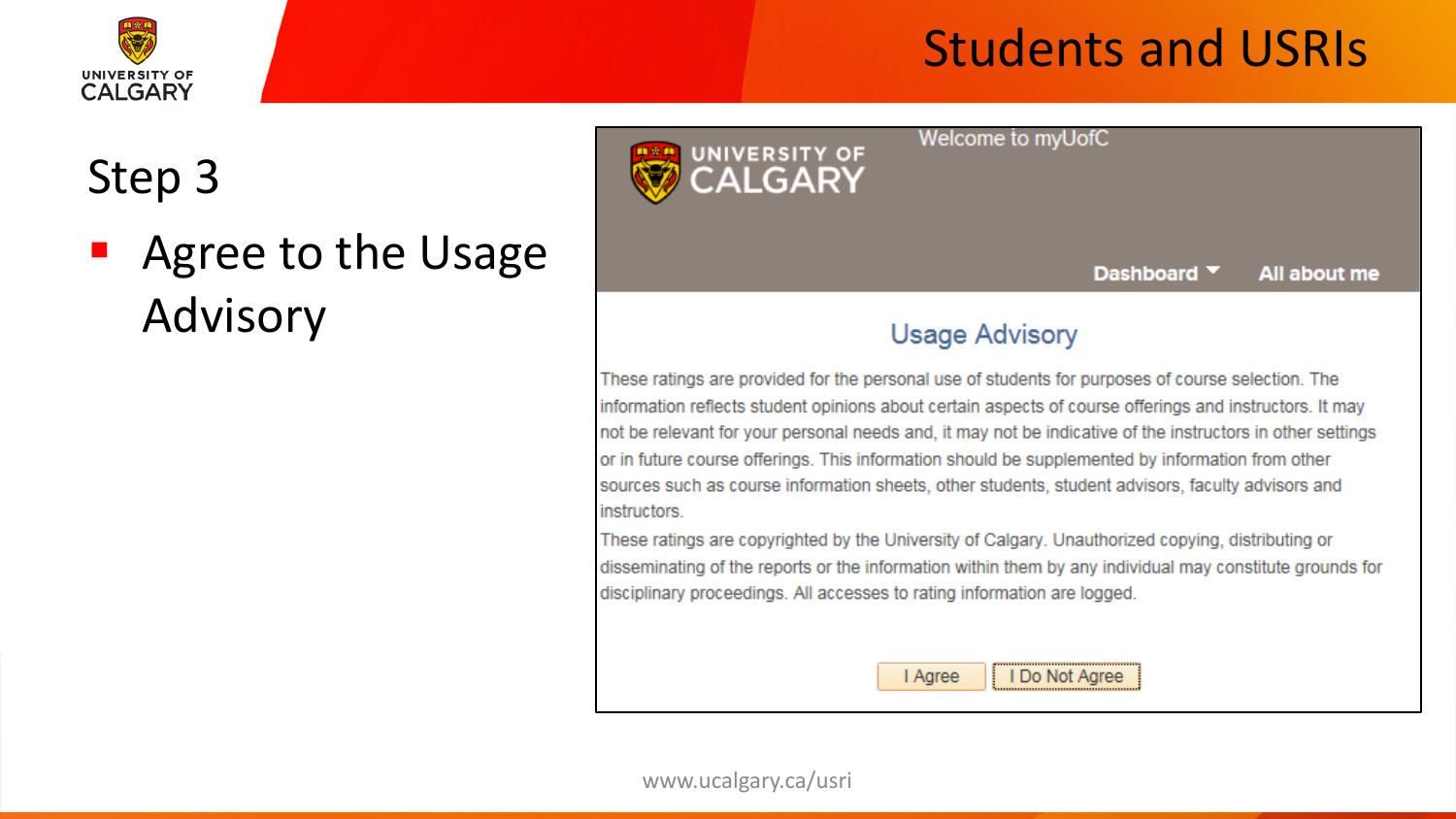# Students and USRIs

## Step 3

- Agree to the Usage Advisory

Welcome to myUofC

Dashboard All about me

### Usage Advisory

These ratings are provided for the personal use of students for purposes of course selection. The information reflects student opinions about certain aspects of course offerings and instructors. It may not be relevant for your personal needs and, it may not be indicative of the instructors in other settings or in future course offerings. This information should be supplemented by information from other sources such as course information sheets, other students, student advisors, faculty advisors and instructors.

These ratings are copyrighted by the University of Calgary. Unauthorized copying, distributing or disseminating of the reports or the information within them by any individual may constitute grounds for disciplinary proceedings. All accesses to rating information are logged.

I Agree | I Do Not Agree

www.ucalgary.ca/usri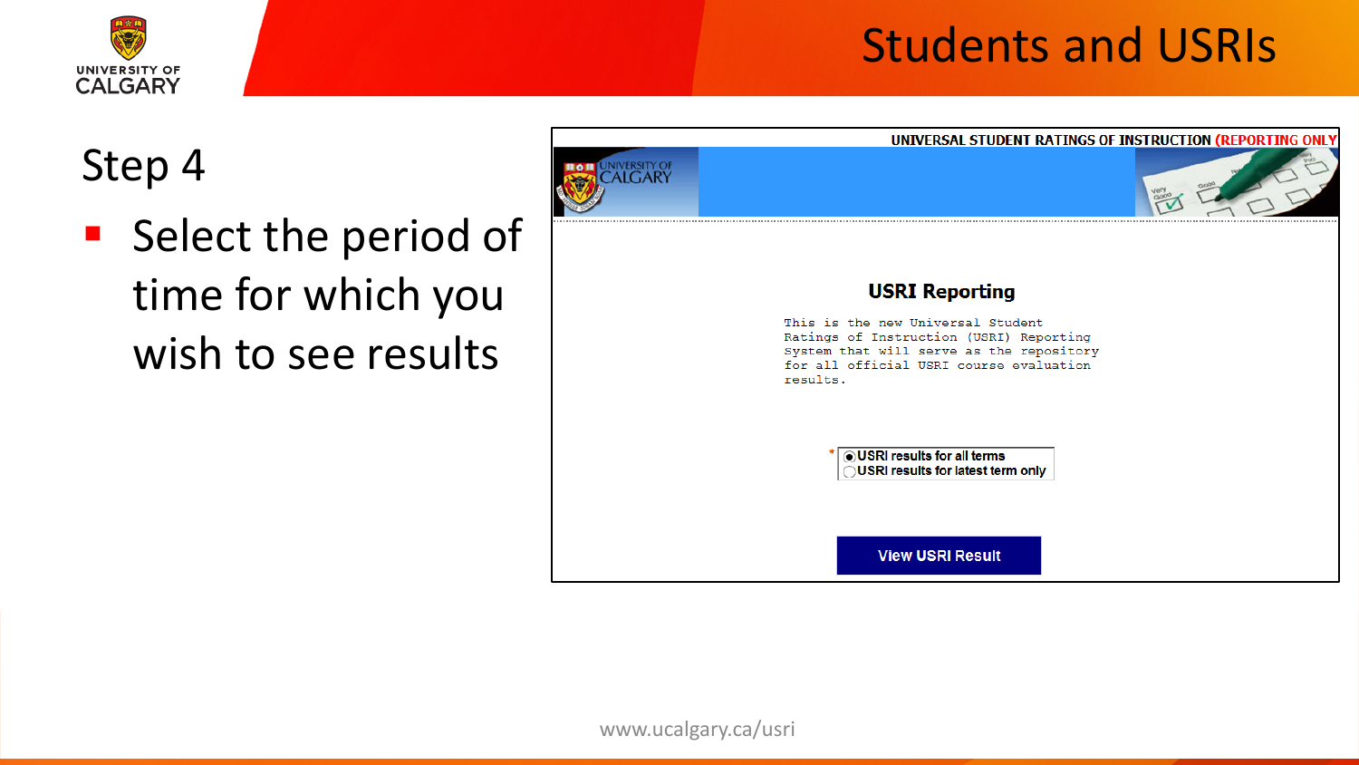# Students and USRIs

## Step 4

- Select the period of time for which you wish to see results

UNIVERSAL STUDENT RATINGS OF INSTRUCTION (REPORTING ONLY

### USRI Reporting

This is the new Universal Student Ratings of Instruction (USRI) Reporting system that will serve as the repository for all official USRI course evaluation results.

- USRI results for all terms
- USRI results for latest term only

View USRI Result

www.ucalgary.ca/usri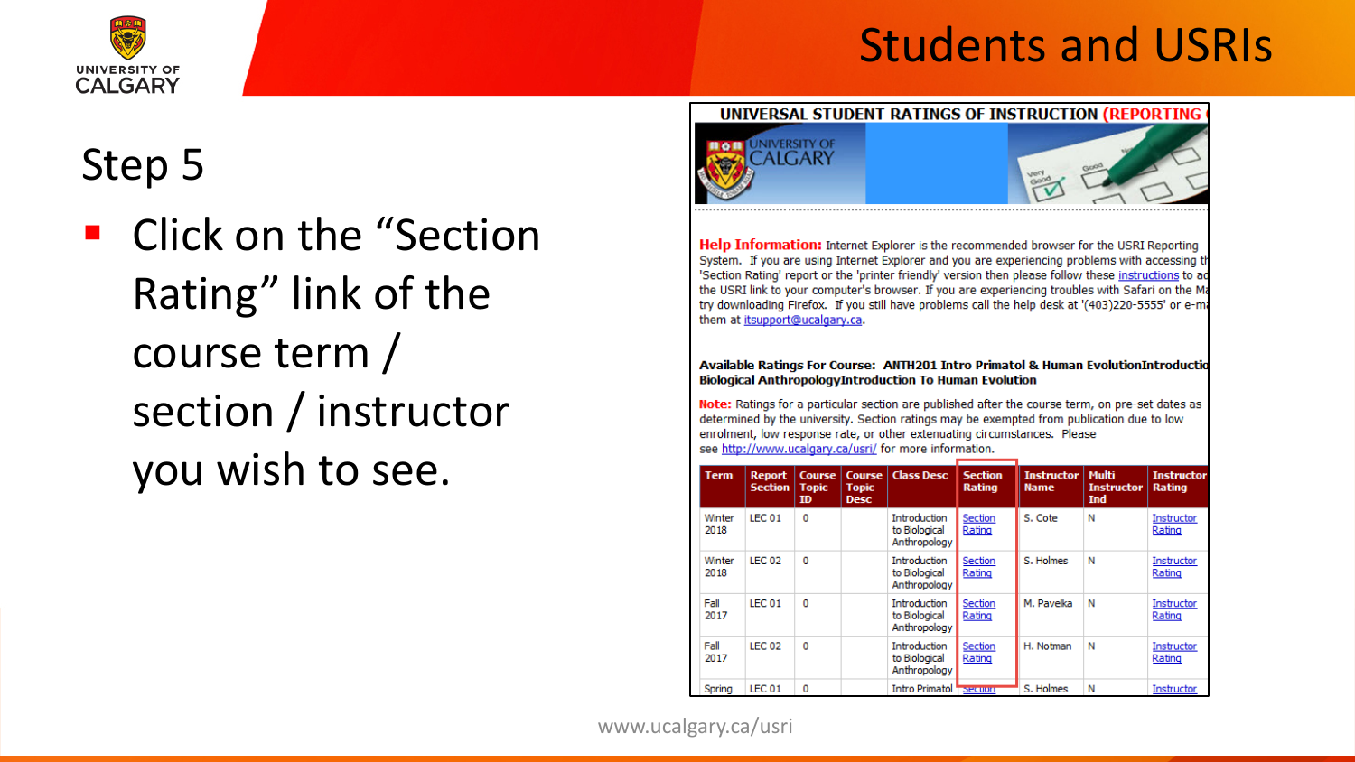# Students and USRIs

## Step 5

- Click on the "Section Rating" link of the course term / section / instructor you wish to see.

**UNIVERSAL STUDENT RATINGS OF INSTRUCTION (REPORTING**

**Help Information:** Internet Explorer is the recommended browser for the USRI Reporting System. If you are using Internet Explorer and you are experiencing problems with accessing th 'Section Rating' report or the 'printer friendly' version then please follow these instructions to ac the USRI link to your computer's browser. If you are experiencing troubles with Safari on the Ma try downloading Firefox. If you still have problems call the help desk at '(403)220-5555' or e-m them at itsupport@ucalgary.ca.

**Available Ratings For Course: ANTH201 Intro Primatol & Human EvolutionIntroductio Biological AnthropologyIntroduction To Human Evolution**

**Note:** Ratings for a particular section are published after the course term, on pre-set dates as determined by the university. Section ratings may be exempted from publication due to low enrolment, low response rate, or other extenuating circumstances. Please see http://www.ucalgary.ca/usri/ for more information.

| Term | Report Section | Course Topic ID | Course Topic Desc | Class Desc | Section Rating | Instructor Name | Multi Instructor Ind | Instructor Rating |
|---|---|---|---|---|---|---|---|---|
| Winter 2018 | LEC 01 | 0 | | Introduction to Biological Anthropology | Section Rating | S. Cote | N | Instructor Rating |
| Winter 2018 | LEC 02 | 0 | | Introduction to Biological Anthropology | Section Rating | S. Holmes | N | Instructor Rating |
| Fall 2017 | LEC 01 | 0 | | Introduction to Biological Anthropology | Section Rating | M. Pavelka | N | Instructor Rating |
| Fall 2017 | LEC 02 | 0 | | Introduction to Biological Anthropology | Section Rating | H. Notman | N | Instructor Rating |
| Spring | LEC 01 | 0 | | Intro Primatol | Section | S. Holmes | N | Instructor |

www.ucalgary.ca/usri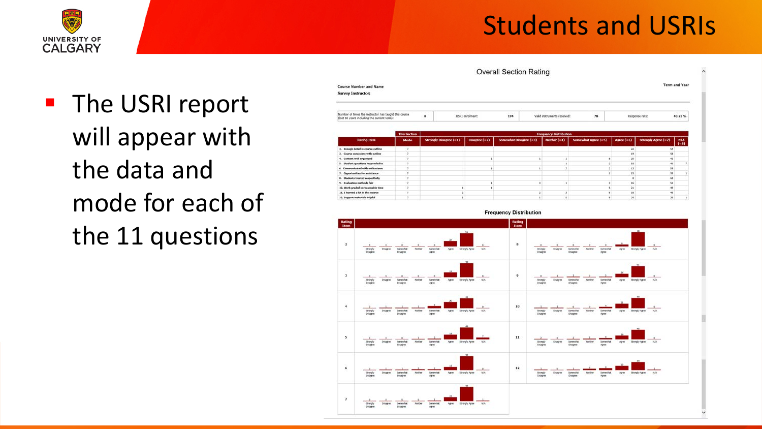# Students and USRIs

- The USRI report will appear with the data and mode for each of the 11 questions

Overall Section Rating

Course Number and Name
Survey Instructor:

Term and Year

| Number of times the instructor has taught this course (last 10 years including the current term): | 8 | USRI enrolment: | 194 | Valid instruments received: | 78 | Response rate: | 40.21 % |
|---|---|---|---|---|---|---|---|

| Rating Item | This Section | Frequency Distribution | | | | | | | |
|---|---|---|---|---|---|---|---|---|---|
| | Mode | Strongly Disagree (=1) | Disagree (=2) | Somewhat Disagree (=3) | Neither (=4) | Somewhat Agree (=5) | Agree (=6) | Strongly Agree (=7) | N/A (=8) |
| 2. Enough detail in course outline | 7 | | | | | | 22 | 54 | |
| 3. Course consistent with outline | 7 | | | | | | 19 | 58 | |
| 4. Content well organized | 7 | | 1 | 1 | 1 | 8 | 25 | 41 | |
| 5. Student questions responded to | 7 | | | | 1 | 2 | 18 | 49 | 7 |
| 6. Communicated with enthusiasm | 7 | | 1 | 1 | 2 | 2 | 13 | 58 | |
| 7. Opportunities for assistance | 7 | | | | | 1 | 15 | 59 | 1 |
| 8. Students treated respectfully | 7 | | | | | | 8 | 68 | |
| 9. Evaluation methods fair | 7 | | 1 | 3 | 1 | 3 | 16 | 53 | |
| 10. Work graded in reasonable time | 7 | 1 | 1 | | | 5 | 21 | 49 | |
| 11. I learned a lot in this course | 7 | 2 | | 2 | 3 | 6 | 18 | 45 | |
| 12. Support materials helpful | 7 | 1 | | 1 | 3 | 8 | 20 | 39 | 1 |

Frequency Distribution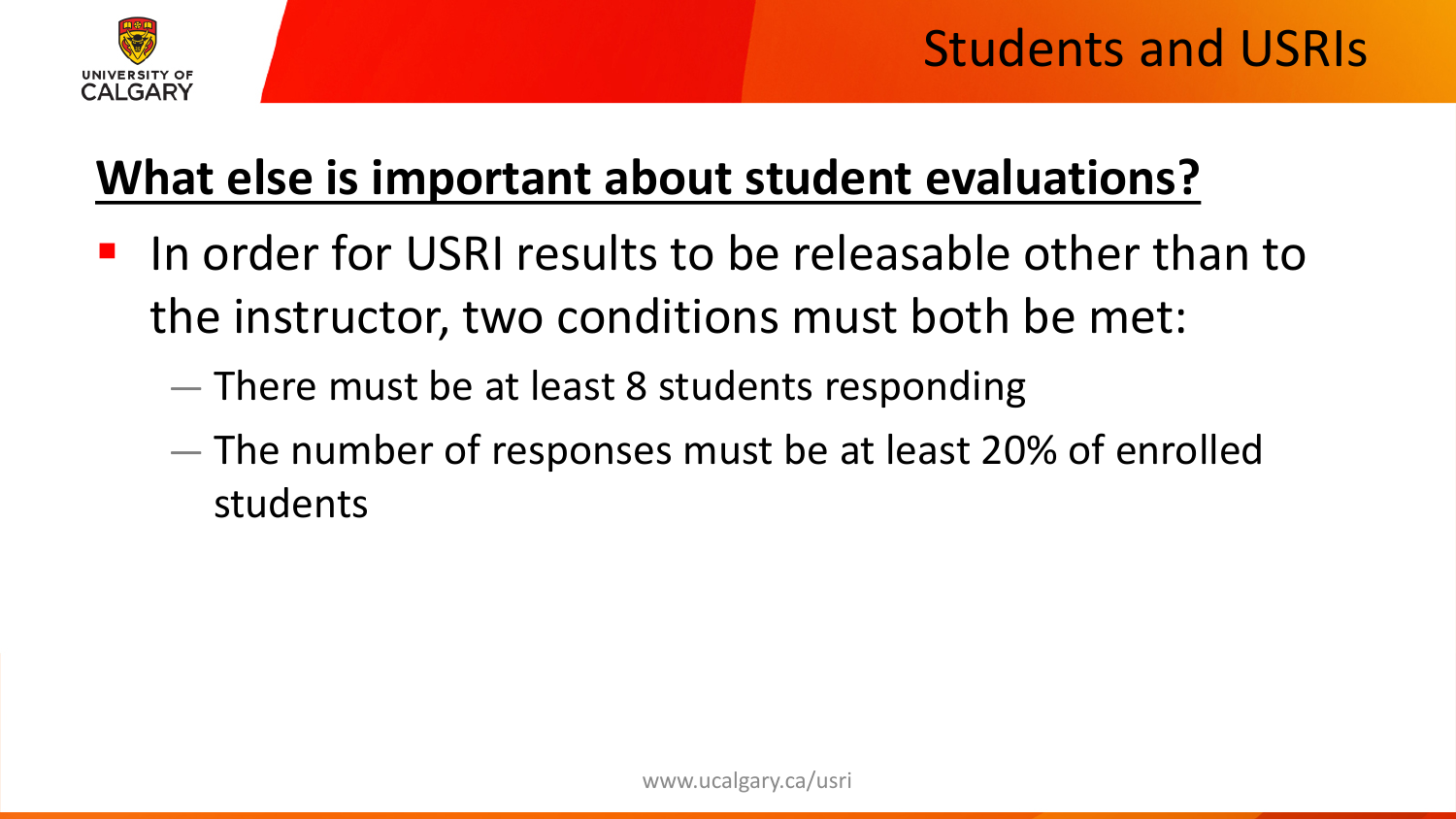# Students and USRIs

## What else is important about student evaluations?

- In order for USRI results to be releasable other than to the instructor, two conditions must both be met:
  - There must be at least 8 students responding
  - The number of responses must be at least 20% of enrolled students

www.ucalgary.ca/usri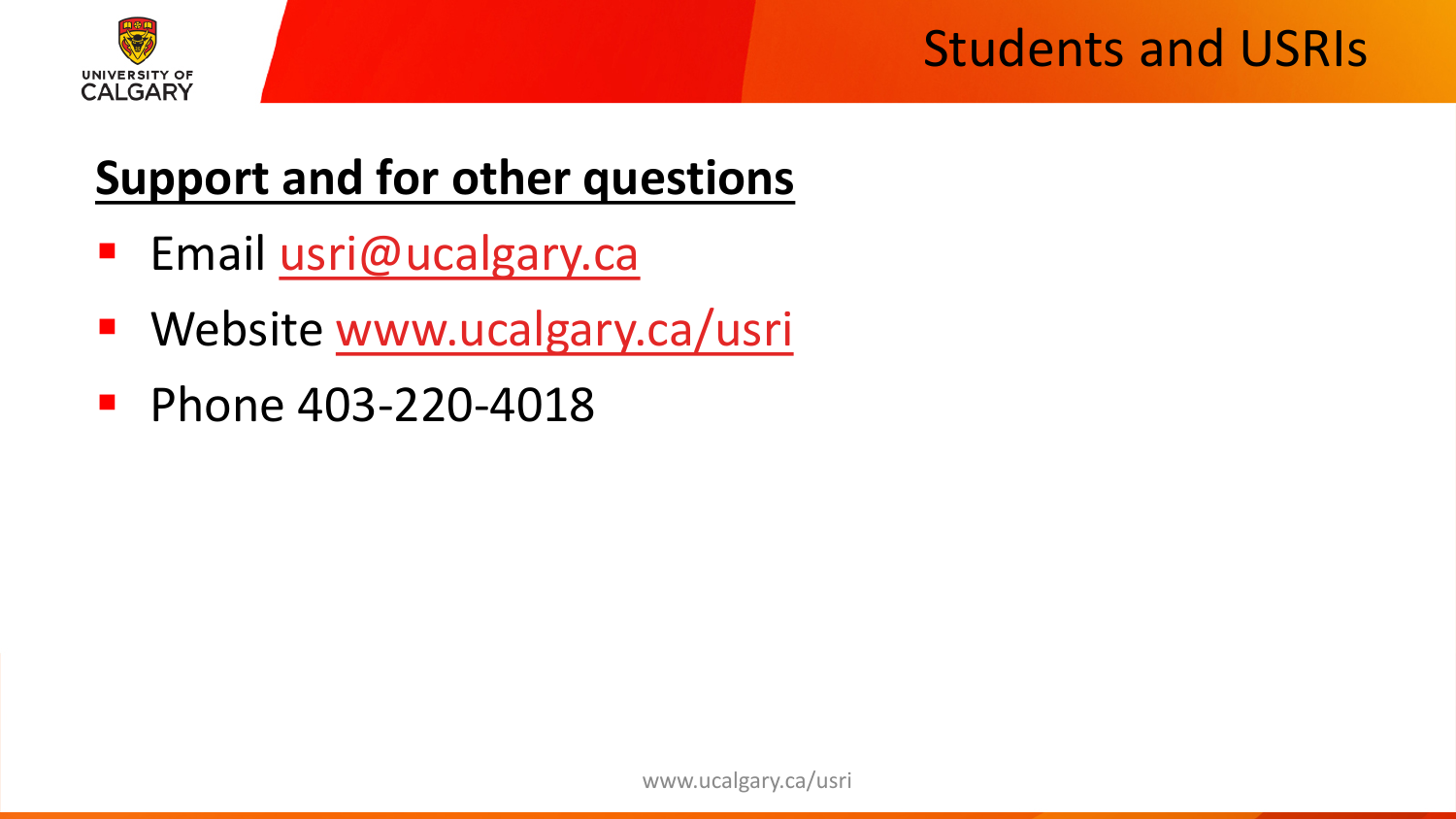# Students and USRIs

## Support and for other questions

- Email usri@ucalgary.ca
- Website www.ucalgary.ca/usri
- Phone 403-220-4018